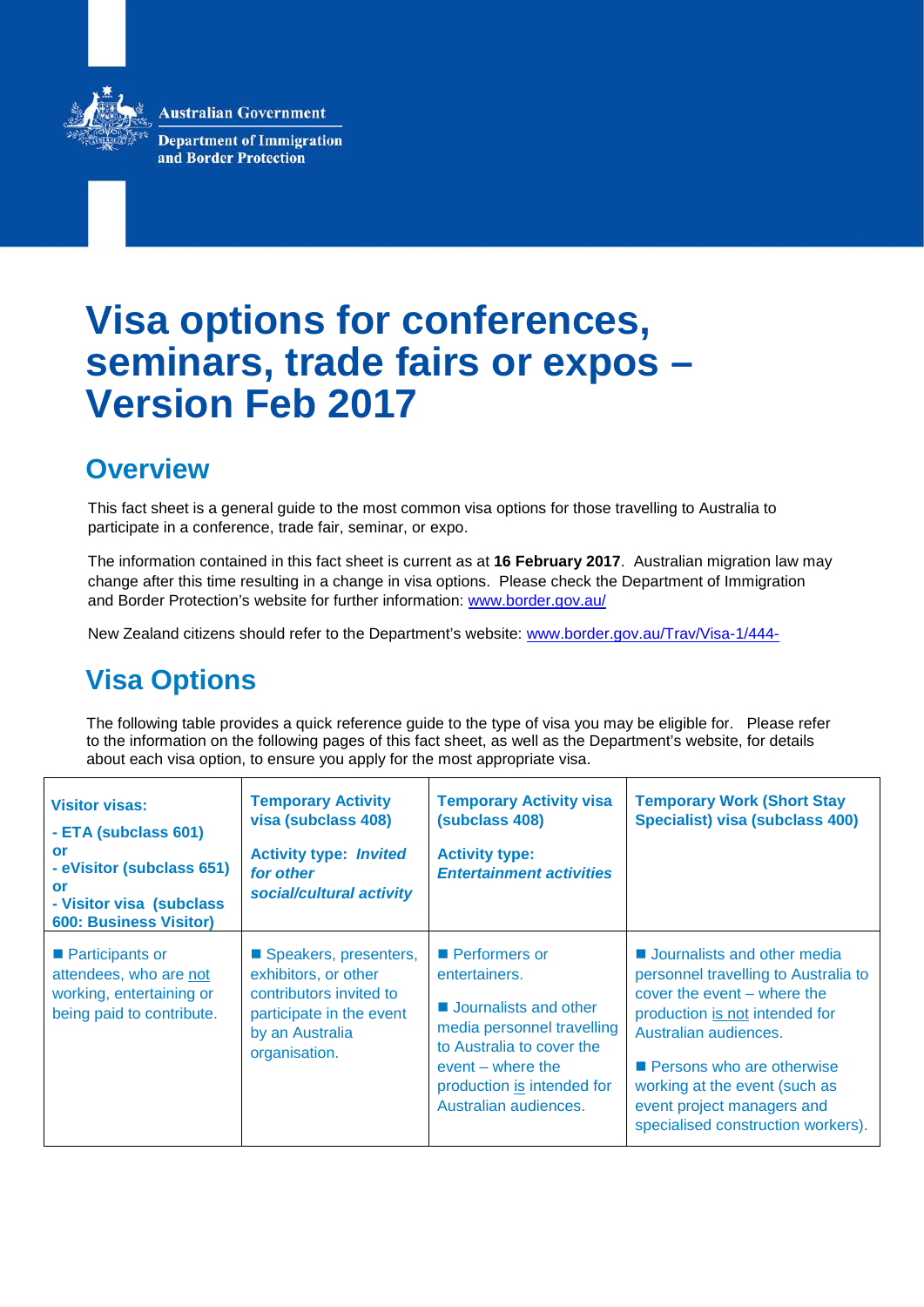Australian Government

Department of Immigration and Border Protection

# Visa options for conferences, seminars, trade fairs or expos – Version Feb 2017

## Overview

This fact sheet is a general guide to the most common visa options for those travelling to Australia to participate in a conference, trade fair, seminar, or expo.

The information contained in this fact sheet is current as at **16 February 2017**. Australian migration law may change after this time resulting in a change in visa options. Please check the Department of Immigration and Border Protection's website for further information: [www.border.gov.au/](http://www.border.gov.au/)

New Zealand citizens should refer to the Department's website: [www.border.gov.au/Trav/Visa-1/444-](http://www.border.gov.au/Trav/Visa-1/444-)

## Visa Options

The following table provides a quick reference guide to the type of visa you may be eligible for. Please refer to the information on the following pages of this fact sheet, as well as the Department's website, for details about each visa option, to ensure you apply for the most appropriate visa.

| **Visitor visas:**<br>**- ETA (subclass 601)**<br>**or**<br>**- eVisitor (subclass 651)**<br>**or**<br>**- Visitor visa (subclass 600: Business Visitor)** | **Temporary Activity visa (subclass 408)**<br><br>**Activity type: *Invited for other social/cultural activity*** | **Temporary Activity visa (subclass 408)**<br><br>**Activity type: *Entertainment activities*** | **Temporary Work (Short Stay Specialist) visa (subclass 400)** |
|---|---|---|---|
| ■ Participants or attendees, who are not working, entertaining or being paid to contribute. | ■ Speakers, presenters, exhibitors, or other contributors invited to participate in the event by an Australia organisation. | ■ Performers or entertainers.<br><br>■ Journalists and other media personnel travelling to Australia to cover the event – where the production is intended for Australian audiences. | ■ Journalists and other media personnel travelling to Australia to cover the event – where the production is not intended for Australian audiences.<br><br>■ Persons who are otherwise working at the event (such as event project managers and specialised construction workers). |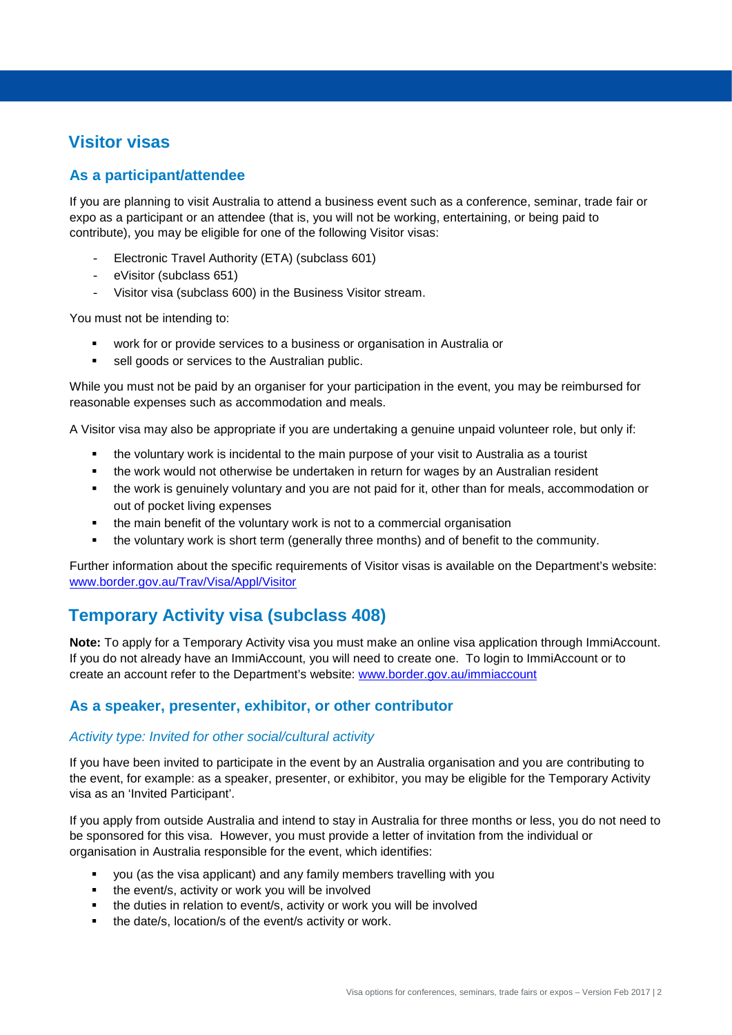## Visitor visas

### As a participant/attendee

If you are planning to visit Australia to attend a business event such as a conference, seminar, trade fair or expo as a participant or an attendee (that is, you will not be working, entertaining, or being paid to contribute), you may be eligible for one of the following Visitor visas:

- Electronic Travel Authority (ETA) (subclass 601)
- eVisitor (subclass 651)
- Visitor visa (subclass 600) in the Business Visitor stream.

You must not be intending to:

- work for or provide services to a business or organisation in Australia or
- sell goods or services to the Australian public.

While you must not be paid by an organiser for your participation in the event, you may be reimbursed for reasonable expenses such as accommodation and meals.

A Visitor visa may also be appropriate if you are undertaking a genuine unpaid volunteer role, but only if:

- the voluntary work is incidental to the main purpose of your visit to Australia as a tourist
- the work would not otherwise be undertaken in return for wages by an Australian resident
- the work is genuinely voluntary and you are not paid for it, other than for meals, accommodation or out of pocket living expenses
- the main benefit of the voluntary work is not to a commercial organisation
- the voluntary work is short term (generally three months) and of benefit to the community.

Further information about the specific requirements of Visitor visas is available on the Department's website: [www.border.gov.au/Trav/Visa/Appl/Visitor](www.border.gov.au/Trav/Visa/Appl/Visitor)

## Temporary Activity visa (subclass 408)

**Note:** To apply for a Temporary Activity visa you must make an online visa application through ImmiAccount. If you do not already have an ImmiAccount, you will need to create one. To login to ImmiAccount or to create an account refer to the Department's website: [www.border.gov.au/immiaccount](www.border.gov.au/immiaccount)

### As a speaker, presenter, exhibitor, or other contributor

*Activity type: Invited for other social/cultural activity*

If you have been invited to participate in the event by an Australia organisation and you are contributing to the event, for example: as a speaker, presenter, or exhibitor, you may be eligible for the Temporary Activity visa as an 'Invited Participant'.

If you apply from outside Australia and intend to stay in Australia for three months or less, you do not need to be sponsored for this visa. However, you must provide a letter of invitation from the individual or organisation in Australia responsible for the event, which identifies:

- you (as the visa applicant) and any family members travelling with you
- the event/s, activity or work you will be involved
- the duties in relation to event/s, activity or work you will be involved
- the date/s, location/s of the event/s activity or work.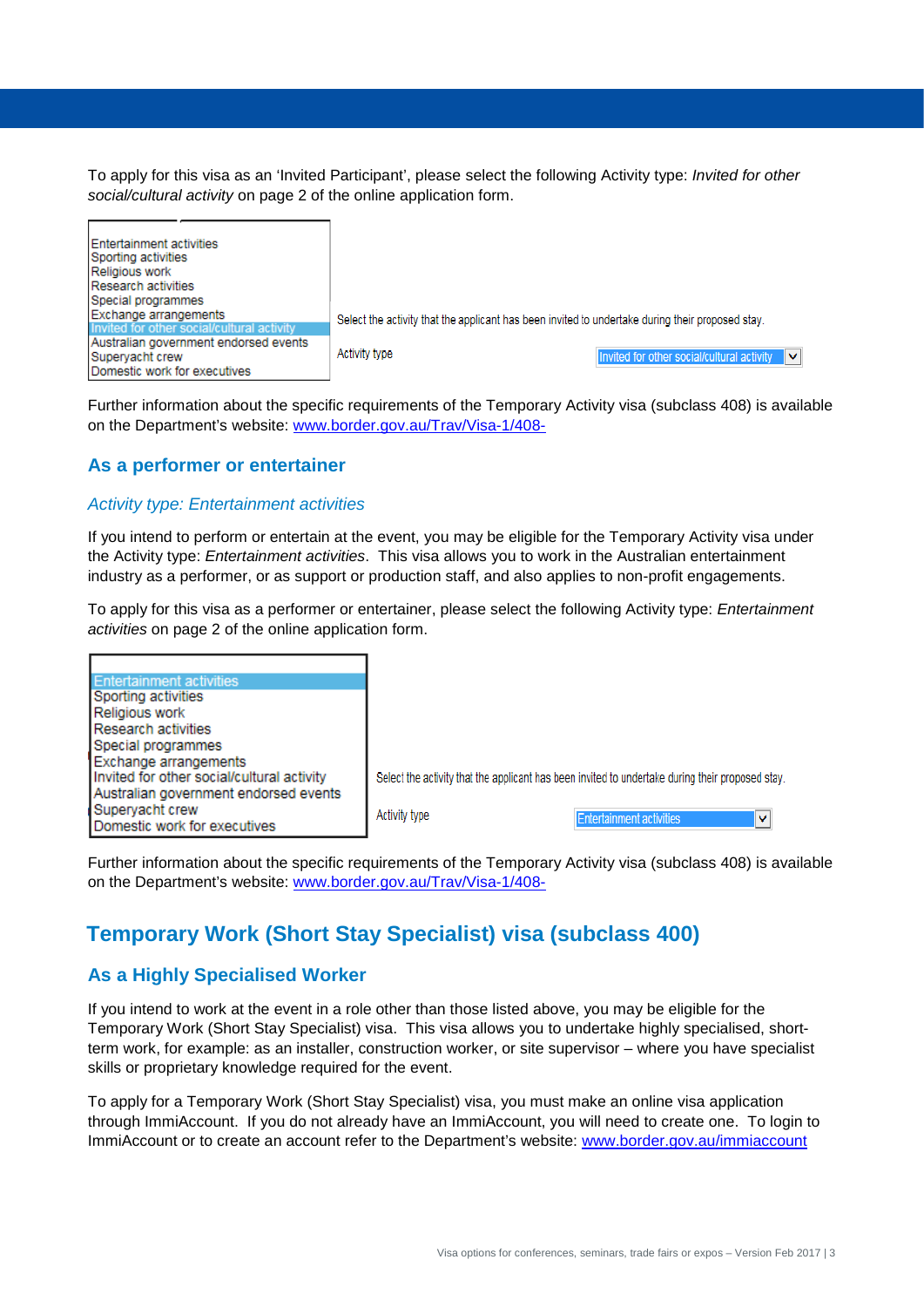To apply for this visa as an 'Invited Participant', please select the following Activity type: *Invited for other social/cultural activity* on page 2 of the online application form.

Entertainment activities
Sporting activities
Religious work
Research activities
Special programmes
Exchange arrangements
Invited for other social/cultural activity
Australian government endorsed events
Superyacht crew
Domestic work for executives

Select the activity that the applicant has been invited to undertake during their proposed stay.

Activity type: Invited for other social/cultural activity

Further information about the specific requirements of the Temporary Activity visa (subclass 408) is available on the Department's website: [www.border.gov.au/Trav/Visa-1/408-](www.border.gov.au/Trav/Visa-1/408-)

### As a performer or entertainer

#### *Activity type: Entertainment activities*

If you intend to perform or entertain at the event, you may be eligible for the Temporary Activity visa under the Activity type: *Entertainment activities*. This visa allows you to work in the Australian entertainment industry as a performer, or as support or production staff, and also applies to non-profit engagements.

To apply for this visa as a performer or entertainer, please select the following Activity type: *Entertainment activities* on page 2 of the online application form.

Entertainment activities
Sporting activities
Religious work
Research activities
Special programmes
Exchange arrangements
Invited for other social/cultural activity
Australian government endorsed events
Superyacht crew
Domestic work for executives

Select the activity that the applicant has been invited to undertake during their proposed stay.

Activity type: Entertainment activities

Further information about the specific requirements of the Temporary Activity visa (subclass 408) is available on the Department's website: [www.border.gov.au/Trav/Visa-1/408-](www.border.gov.au/Trav/Visa-1/408-)

## Temporary Work (Short Stay Specialist) visa (subclass 400)

### As a Highly Specialised Worker

If you intend to work at the event in a role other than those listed above, you may be eligible for the Temporary Work (Short Stay Specialist) visa. This visa allows you to undertake highly specialised, short-term work, for example: as an installer, construction worker, or site supervisor – where you have specialist skills or proprietary knowledge required for the event.

To apply for a Temporary Work (Short Stay Specialist) visa, you must make an online visa application through ImmiAccount. If you do not already have an ImmiAccount, you will need to create one. To login to ImmiAccount or to create an account refer to the Department's website: [www.border.gov.au/immiaccount](www.border.gov.au/immiaccount)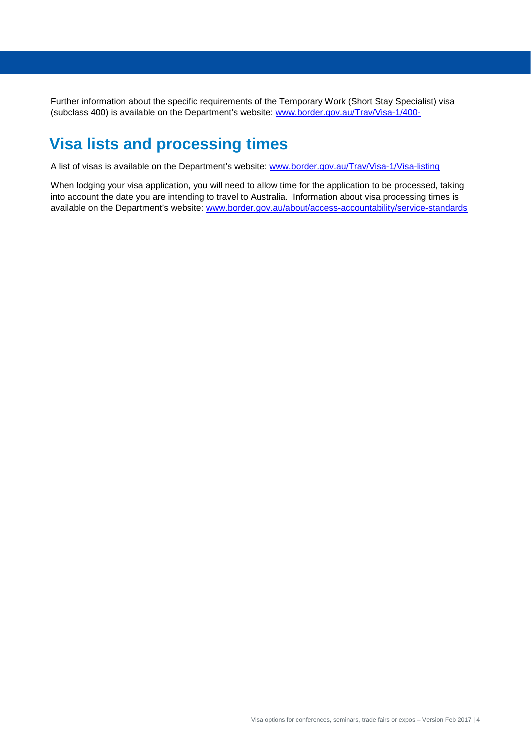Further information about the specific requirements of the Temporary Work (Short Stay Specialist) visa (subclass 400) is available on the Department's website: www.border.gov.au/Trav/Visa-1/400-

## Visa lists and processing times

A list of visas is available on the Department's website: www.border.gov.au/Trav/Visa-1/Visa-listing

When lodging your visa application, you will need to allow time for the application to be processed, taking into account the date you are intending to travel to Australia. Information about visa processing times is available on the Department's website: www.border.gov.au/about/access-accountability/service-standards